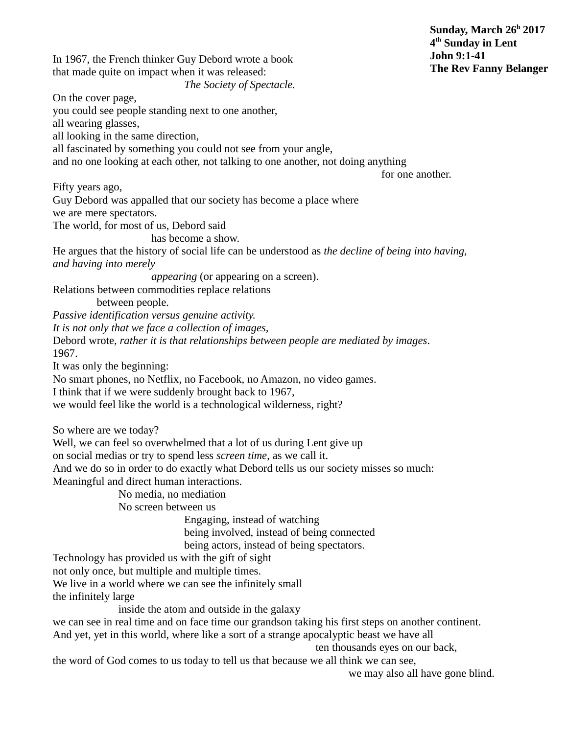**Sunday, March 26h 2017**
**4th Sunday in Lent**
**John 9:1-41**
**The Rev Fanny Belanger**

In 1967, the French thinker Guy Debord wrote a book
that made quite on impact when it was released:
*The Society of Spectacle.*
On the cover page,
you could see people standing next to one another,
all wearing glasses,
all looking in the same direction,
all fascinated by something you could not see from your angle,
and no one looking at each other, not talking to one another, not doing anything
for one another.
Fifty years ago,
Guy Debord was appalled that our society has become a place where
we are mere spectators.
The world, for most of us, Debord said
has become a show.
He argues that the history of social life can be understood as *the decline of being into having, and having into merely*
*appearing* (or appearing on a screen).
Relations between commodities replace relations
between people.
*Passive identification versus genuine activity.*
*It is not only that we face a collection of images,*
Debord wrote, *rather it is that relationships between people are mediated by images*.
1967.
It was only the beginning:
No smart phones, no Netflix, no Facebook, no Amazon, no video games.
I think that if we were suddenly brought back to 1967,
we would feel like the world is a technological wilderness, right?

So where are we today?
Well, we can feel so overwhelmed that a lot of us during Lent give up
on social medias or try to spend less *screen time*, as we call it.
And we do so in order to do exactly what Debord tells us our society misses so much:
Meaningful and direct human interactions.
No media, no mediation
No screen between us
Engaging, instead of watching
being involved, instead of being connected
being actors, instead of being spectators.
Technology has provided us with the gift of sight
not only once, but multiple and multiple times.
We live in a world where we can see the infinitely small
the infinitely large
inside the atom and outside in the galaxy
we can see in real time and on face time our grandson taking his first steps on another continent.
And yet, yet in this world, where like a sort of a strange apocalyptic beast we have all
ten thousands eyes on our back,
the word of God comes to us today to tell us that because we all think we can see,
we may also all have gone blind.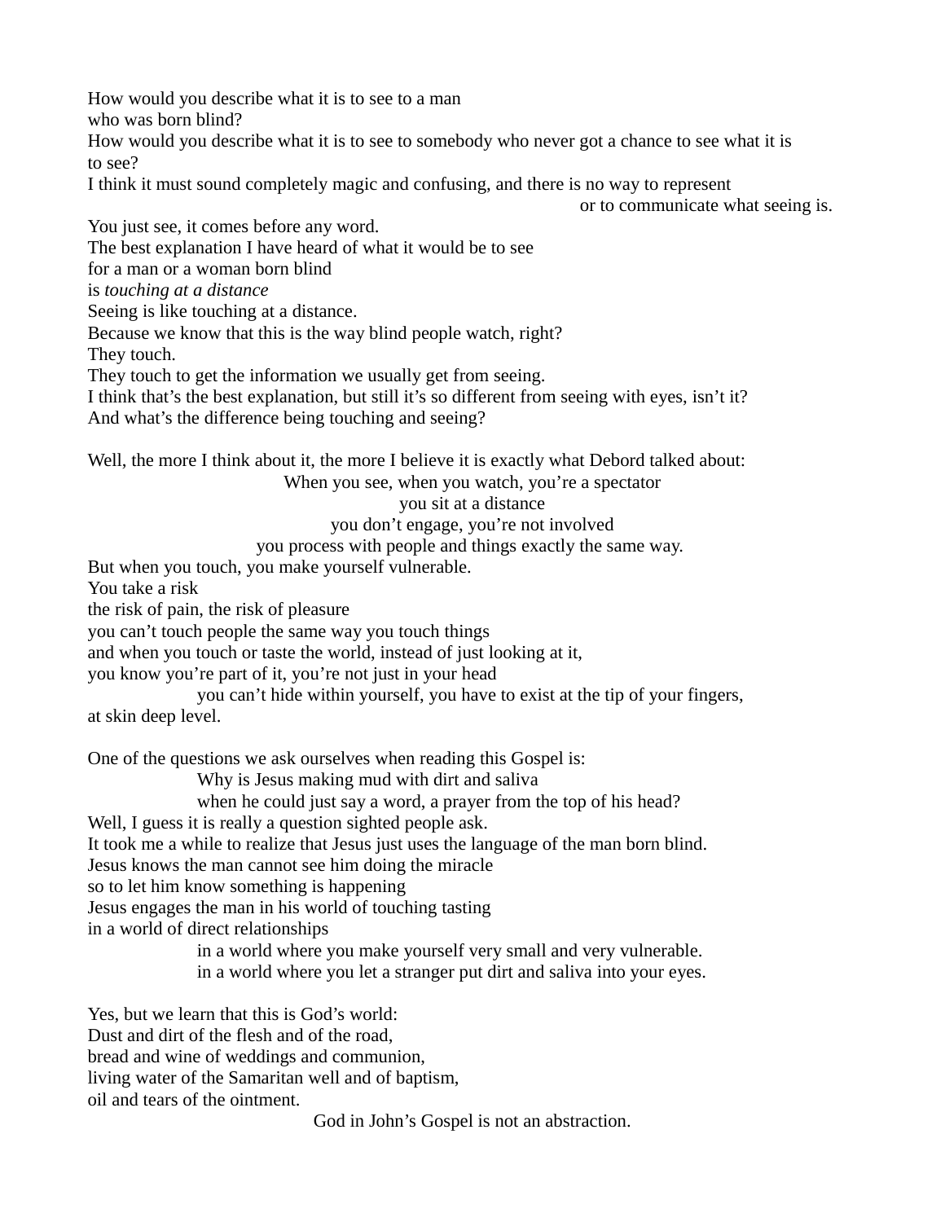How would you describe what it is to see to a man
who was born blind?
How would you describe what it is to see to somebody who never got a chance to see what it is to see?
I think it must sound completely magic and confusing, and there is no way to represent
or to communicate what seeing is.
You just see, it comes before any word.
The best explanation I have heard of what it would be to see
for a man or a woman born blind
is *touching at a distance*
Seeing is like touching at a distance.
Because we know that this is the way blind people watch, right?
They touch.
They touch to get the information we usually get from seeing.
I think that's the best explanation, but still it's so different from seeing with eyes, isn't it?
And what's the difference being touching and seeing?

Well, the more I think about it, the more I believe it is exactly what Debord talked about:
When you see, when you watch, you're a spectator
you sit at a distance
you don't engage, you're not involved
you process with people and things exactly the same way.
But when you touch, you make yourself vulnerable.
You take a risk
the risk of pain, the risk of pleasure
you can't touch people the same way you touch things
and when you touch or taste the world, instead of just looking at it,
you know you're part of it, you're not just in your head
you can't hide within yourself, you have to exist at the tip of your fingers,
at skin deep level.

One of the questions we ask ourselves when reading this Gospel is:
Why is Jesus making mud with dirt and saliva
when he could just say a word, a prayer from the top of his head?
Well, I guess it is really a question sighted people ask.
It took me a while to realize that Jesus just uses the language of the man born blind.
Jesus knows the man cannot see him doing the miracle
so to let him know something is happening
Jesus engages the man in his world of touching tasting
in a world of direct relationships
in a world where you make yourself very small and very vulnerable.
in a world where you let a stranger put dirt and saliva into your eyes.

Yes, but we learn that this is God's world:
Dust and dirt of the flesh and of the road,
bread and wine of weddings and communion,
living water of the Samaritan well and of baptism,
oil and tears of the ointment.
God in John's Gospel is not an abstraction.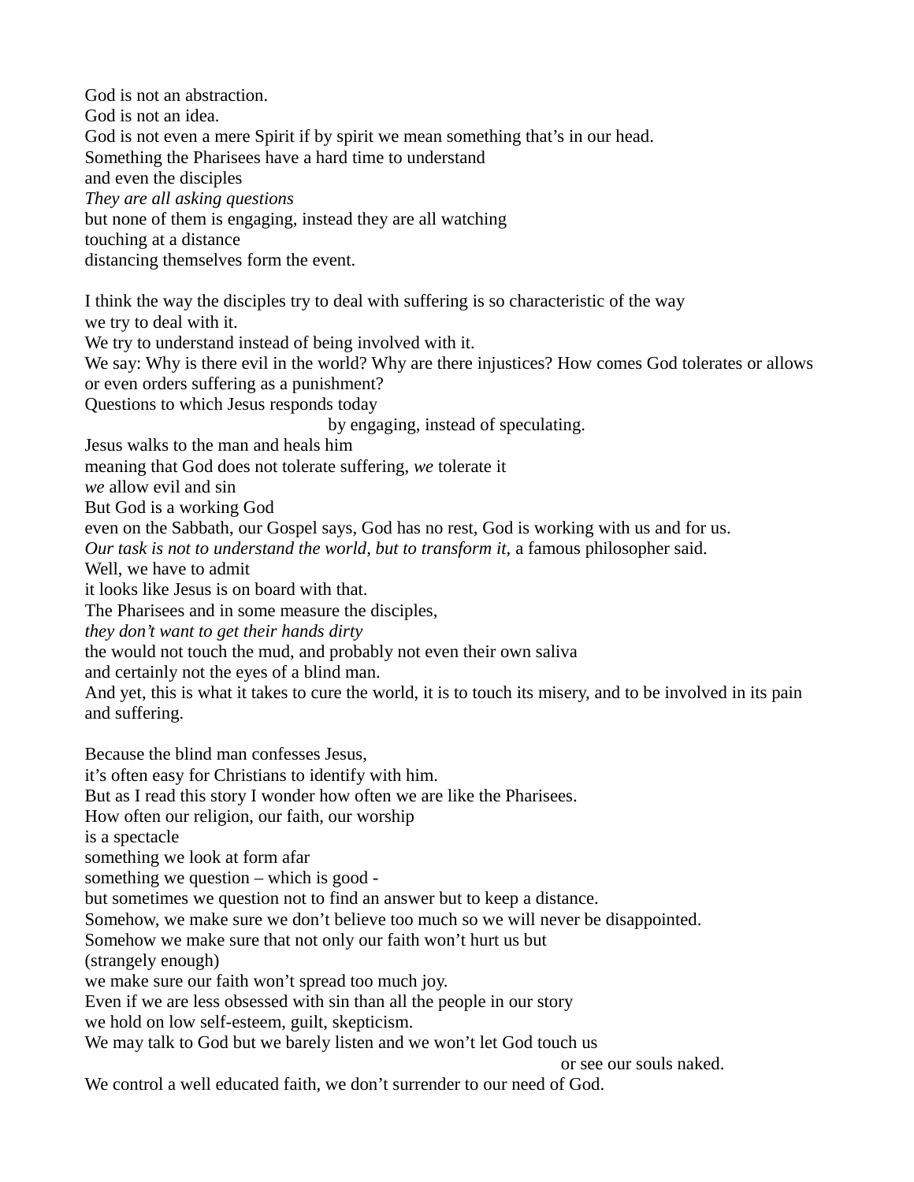God is not an abstraction.
God is not an idea.
God is not even a mere Spirit if by spirit we mean something that's in our head.
Something the Pharisees have a hard time to understand
and even the disciples
*They are all asking questions*
but none of them is engaging, instead they are all watching
touching at a distance
distancing themselves form the event.

I think the way the disciples try to deal with suffering is so characteristic of the way
we try to deal with it.
We try to understand instead of being involved with it.
We say: Why is there evil in the world? Why are there injustices? How comes God tolerates or allows
or even orders suffering as a punishment?
Questions to which Jesus responds today
by engaging, instead of speculating.
Jesus walks to the man and heals him
meaning that God does not tolerate suffering, *we* tolerate it
*we* allow evil and sin
But God is a working God
even on the Sabbath, our Gospel says, God has no rest, God is working with us and for us.
*Our task is not to understand the world, but to transform it,* a famous philosopher said.
Well, we have to admit
it looks like Jesus is on board with that.
The Pharisees and in some measure the disciples,
*they don't want to get their hands dirty*
the would not touch the mud, and probably not even their own saliva
and certainly not the eyes of a blind man.
And yet, this is what it takes to cure the world, it is to touch its misery, and to be involved in its pain
and suffering.

Because the blind man confesses Jesus,
it's often easy for Christians to identify with him.
But as I read this story I wonder how often we are like the Pharisees.
How often our religion, our faith, our worship
is a spectacle
something we look at form afar
something we question – which is good -
but sometimes we question not to find an answer but to keep a distance.
Somehow, we make sure we don't believe too much so we will never be disappointed.
Somehow we make sure that not only our faith won't hurt us but
(strangely enough)
we make sure our faith won't spread too much joy.
Even if we are less obsessed with sin than all the people in our story
we hold on low self-esteem, guilt, skepticism.
We may talk to God but we barely listen and we won't let God touch us
or see our souls naked.
We control a well educated faith, we don't surrender to our need of God.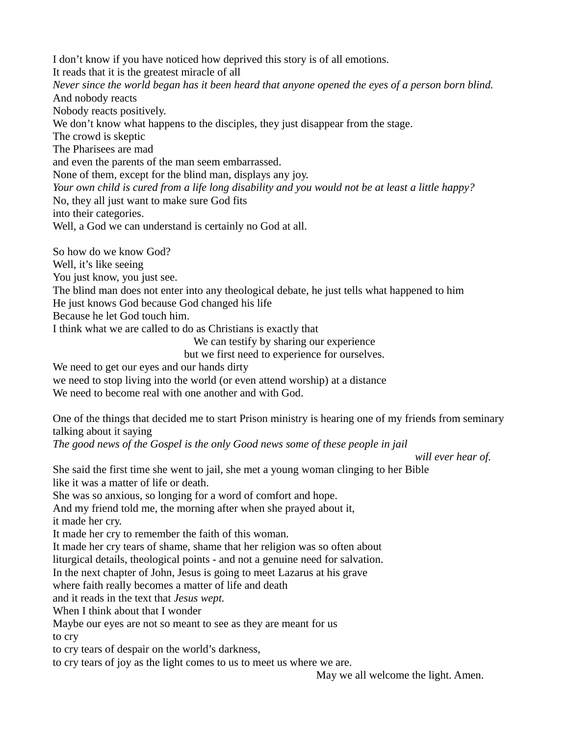I don't know if you have noticed how deprived this story is of all emotions.
It reads that it is the greatest miracle of all
*Never since the world began has it been heard that anyone opened the eyes of a person born blind.*
And nobody reacts
Nobody reacts positively.
We don't know what happens to the disciples, they just disappear from the stage.
The crowd is skeptic
The Pharisees are mad
and even the parents of the man seem embarrassed.
None of them, except for the blind man, displays any joy.
*Your own child is cured from a life long disability and you would not be at least a little happy?*
No, they all just want to make sure God fits
into their categories.
Well, a God we can understand is certainly no God at all.

So how do we know God?
Well, it's like seeing
You just know, you just see.
The blind man does not enter into any theological debate, he just tells what happened to him
He just knows God because God changed his life
Because he let God touch him.
I think what we are called to do as Christians is exactly that
We can testify by sharing our experience
but we first need to experience for ourselves.
We need to get our eyes and our hands dirty
we need to stop living into the world (or even attend worship) at a distance
We need to become real with one another and with God.

One of the things that decided me to start Prison ministry is hearing one of my friends from seminary talking about it saying
*The good news of the Gospel is the only Good news some of these people in jail will ever hear of.*
She said the first time she went to jail, she met a young woman clinging to her Bible
like it was a matter of life or death.
She was so anxious, so longing for a word of comfort and hope.
And my friend told me, the morning after when she prayed about it,
it made her cry.
It made her cry to remember the faith of this woman.
It made her cry tears of shame, shame that her religion was so often about
liturgical details, theological points - and not a genuine need for salvation.
In the next chapter of John, Jesus is going to meet Lazarus at his grave
where faith really becomes a matter of life and death
and it reads in the text that *Jesus wept.*
When I think about that I wonder
Maybe our eyes are not so meant to see as they are meant for us
to cry
to cry tears of despair on the world's darkness,
to cry tears of joy as the light comes to us to meet us where we are.
May we all welcome the light. Amen.